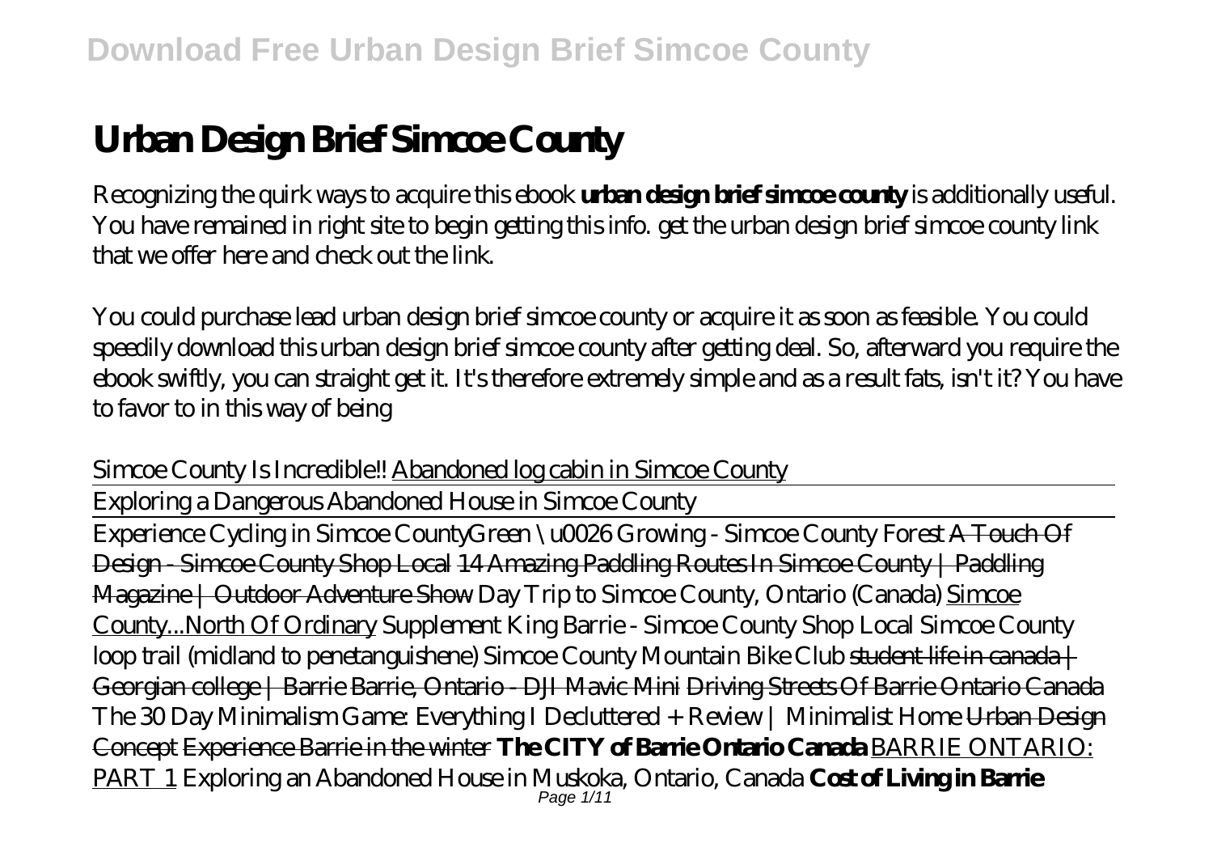# Urban Design Brief Simcoe County

Recognizing the quirk ways to acquire this ebook **urban design brief simcoe county** is additionally useful. You have remained in right site to begin getting this info. get the urban design brief simcoe county link that we offer here and check out the link.

You could purchase lead urban design brief simcoe county or acquire it as soon as feasible. You could speedily download this urban design brief simcoe county after getting deal. So, afterward you require the ebook swiftly, you can straight get it. It's therefore extremely simple and as a result fats, isn't it? You have to favor to in this way of being

*Simcoe County Is Incredible!!* Abandoned log cabin in Simcoe County

Exploring a Dangerous Abandoned House in Simcoe County

Experience Cycling in Simcoe County*Green \u0026 Growing - Simcoe County Forest* A Touch Of Design - Simcoe County Shop Local 14 Amazing Paddling Routes In Simcoe County | Paddling Magazine | Outdoor Adventure Show *Day Trip to Simcoe County, Ontario (Canada)* Simcoe County...North Of Ordinary *Supplement King Barrie - Simcoe County Shop Local* *Simcoe County loop trail (midland to penetanguishene)* *Simcoe County Mountain Bike Club* student life in canada | Georgian college | Barrie Barrie, Ontario - DJI Mavic Mini Driving Streets Of Barrie Ontario Canada *The 30 Day Minimalism Game: Everything I Decluttered + Review | Minimalist Home* Urban Design Concept Experience Barrie in the winter **The CITY of Barrie Ontario Canada** BARRIE ONTARIO: PART 1 *Exploring an Abandoned House in Muskoka, Ontario, Canada* **Cost of Living in Barrie**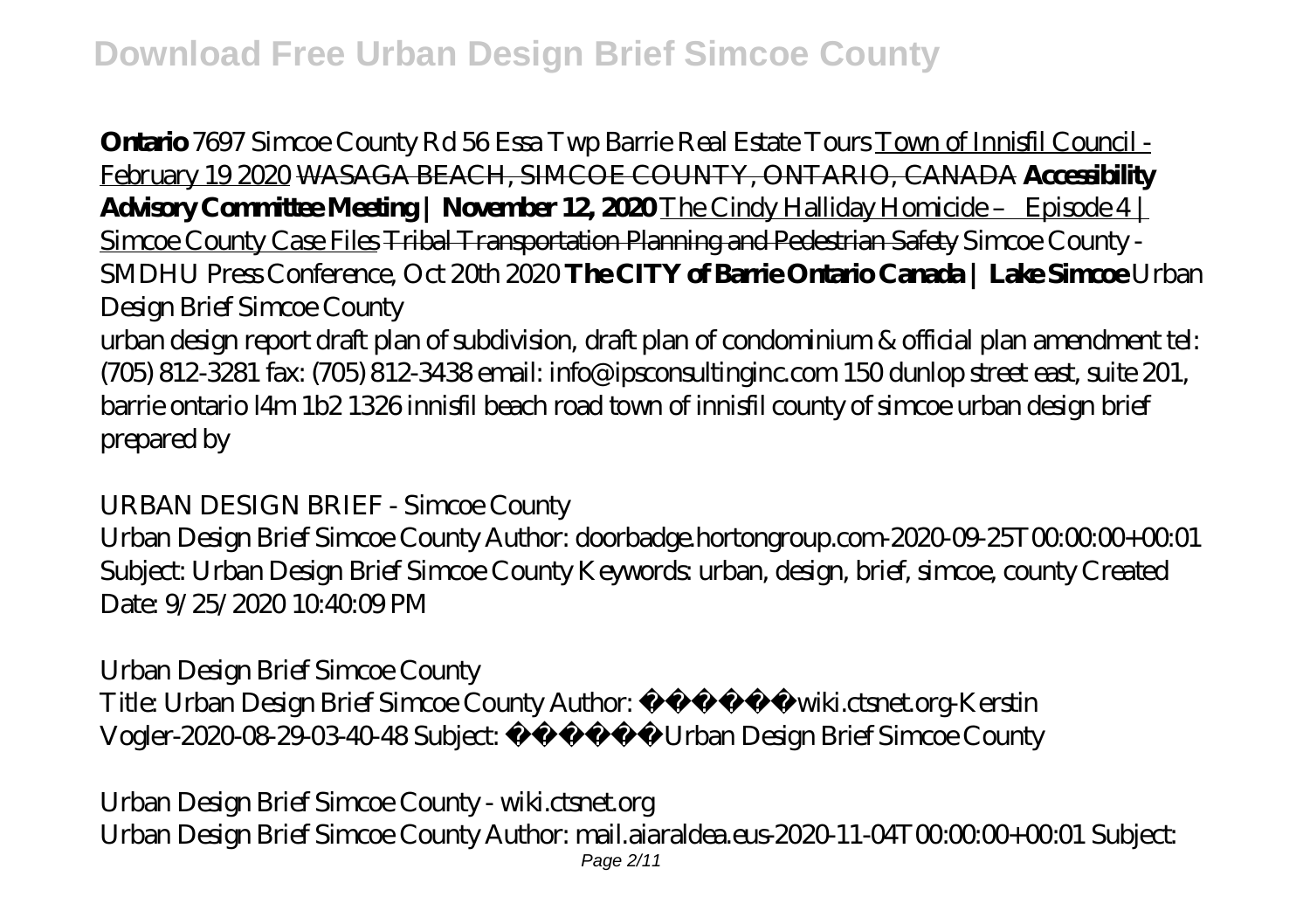**Ontario** *7697 Simcoe County Rd 56 Essa Twp Barrie Real Estate Tours* Town of Innisfil Council - February 19 2020 WASAGA BEACH, SIMCOE COUNTY, ONTARIO, CANADA **Accessibility Advisory Committee Meeting | November 12, 2020** The Cindy Halliday Homicide – Episode 4 | Simcoe County Case Files Tribal Transportation Planning and Pedestrian Safety *Simcoe County - SMDHU Press Conference, Oct 20th 2020* **The CITY of Barrie Ontario Canada | Lake Simcoe** *Urban Design Brief Simcoe County*

urban design report draft plan of subdivision, draft plan of condominium & official plan amendment tel: (705) 812-3281 fax: (705) 812-3438 email: info@ipsconsultinginc.com 150 dunlop street east, suite 201, barrie ontario l4m 1b2 1326 innisfil beach road town of innisfil county of simcoe urban design brief prepared by

*URBAN DESIGN BRIEF - Simcoe County*

Urban Design Brief Simcoe County Author: doorbadge.hortongroup.com-2020-09-25T00:00:00+00:01 Subject: Urban Design Brief Simcoe County Keywords: urban, design, brief, simcoe, county Created Date: 9/25/2020 10:40:09 PM

*Urban Design Brief Simcoe County*

Title: Urban Design Brief Simcoe County Author: ï¿½ï¿½wiki.ctsnet.org-Kerstin Vogler-2020-08-29-03-40-48 Subject: ï¿½ï¿½Urban Design Brief Simcoe County

*Urban Design Brief Simcoe County - wiki.ctsnet.org*

Urban Design Brief Simcoe County Author: mail.aiaraldea.eus-2020-11-04T00:00:00+00:01 Subject: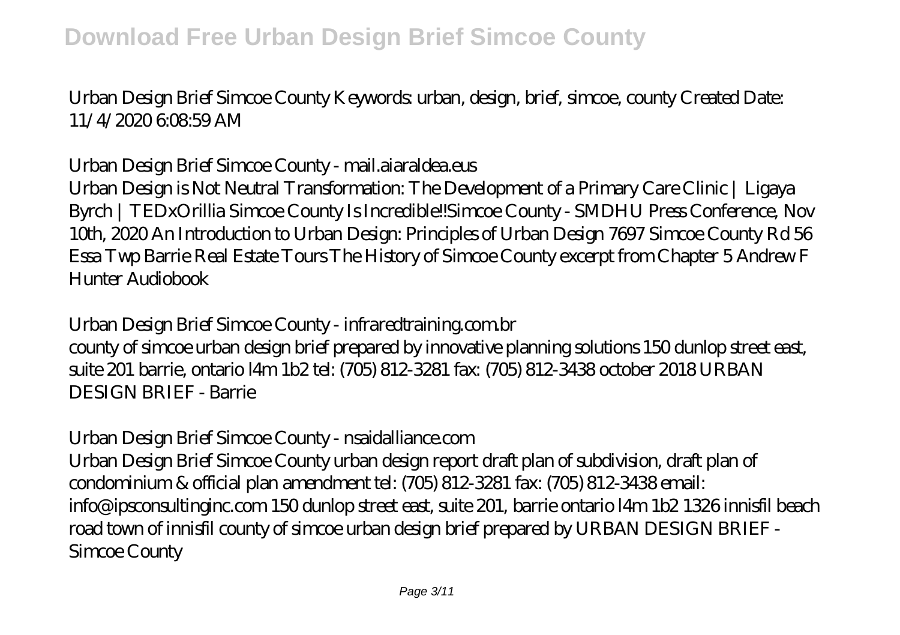Urban Design Brief Simcoe County Keywords: urban, design, brief, simcoe, county Created Date: 11/4/2020 6:08:59 AM

## Urban Design Brief Simcoe County - mail.aiaraldea.eus

Urban Design is Not Neutral Transformation: The Development of a Primary Care Clinic | Ligaya Byrch | TEDxOrillia Simcoe County Is Incredible!!Simcoe County - SMDHU Press Conference, Nov 10th, 2020 An Introduction to Urban Design: Principles of Urban Design 7697 Simcoe County Rd 56 Essa Twp Barrie Real Estate Tours The History of Simcoe County excerpt from Chapter 5 Andrew F Hunter Audiobook

## Urban Design Brief Simcoe County - infraredtraining.com.br

county of simcoe urban design brief prepared by innovative planning solutions 150 dunlop street east, suite 201 barrie, ontario l4m 1b2 tel: (705) 812-3281 fax: (705) 812-3438 october 2018 URBAN DESIGN BRIEF - Barrie

## Urban Design Brief Simcoe County - nsaidalliance.com

Urban Design Brief Simcoe County urban design report draft plan of subdivision, draft plan of condominium & official plan amendment tel: (705) 812-3281 fax: (705) 812-3438 email: info@ipsconsultinginc.com 150 dunlop street east, suite 201, barrie ontario l4m 1b2 1326 innisfil beach road town of innisfil county of simcoe urban design brief prepared by URBAN DESIGN BRIEF - Simcoe County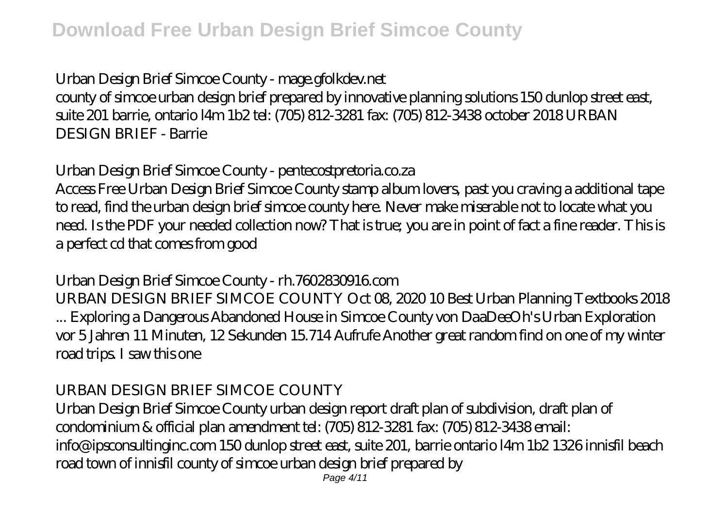**Download Free Urban Design Brief Simcoe County**

## Urban Design Brief Simcoe County - mage.gfolkdev.net

county of simcoe urban design brief prepared by innovative planning solutions 150 dunlop street east, suite 201 barrie, ontario l4m 1b2 tel: (705) 812-3281 fax: (705) 812-3438 october 2018 URBAN DESIGN BRIEF - Barrie

## Urban Design Brief Simcoe County - pentecostpretoria.co.za

Access Free Urban Design Brief Simcoe County stamp album lovers, past you craving a additional tape to read, find the urban design brief simcoe county here. Never make miserable not to locate what you need. Is the PDF your needed collection now? That is true; you are in point of fact a fine reader. This is a perfect cd that comes from good

## Urban Design Brief Simcoe County - rh.7602830916.com

URBAN DESIGN BRIEF SIMCOE COUNTY Oct 08, 2020 10 Best Urban Planning Textbooks 2018 ... Exploring a Dangerous Abandoned House in Simcoe County von DaaDeeOh's Urban Exploration vor 5 Jahren 11 Minuten, 12 Sekunden 15.714 Aufrufe Another great random find on one of my winter road trips. I saw this one

## URBAN DESIGN BRIEF SIMCOE COUNTY

Urban Design Brief Simcoe County urban design report draft plan of subdivision, draft plan of condominium & official plan amendment tel: (705) 812-3281 fax: (705) 812-3438 email: info@ipsconsultinginc.com 150 dunlop street east, suite 201, barrie ontario l4m 1b2 1326 innisfil beach road town of innisfil county of simcoe urban design brief prepared by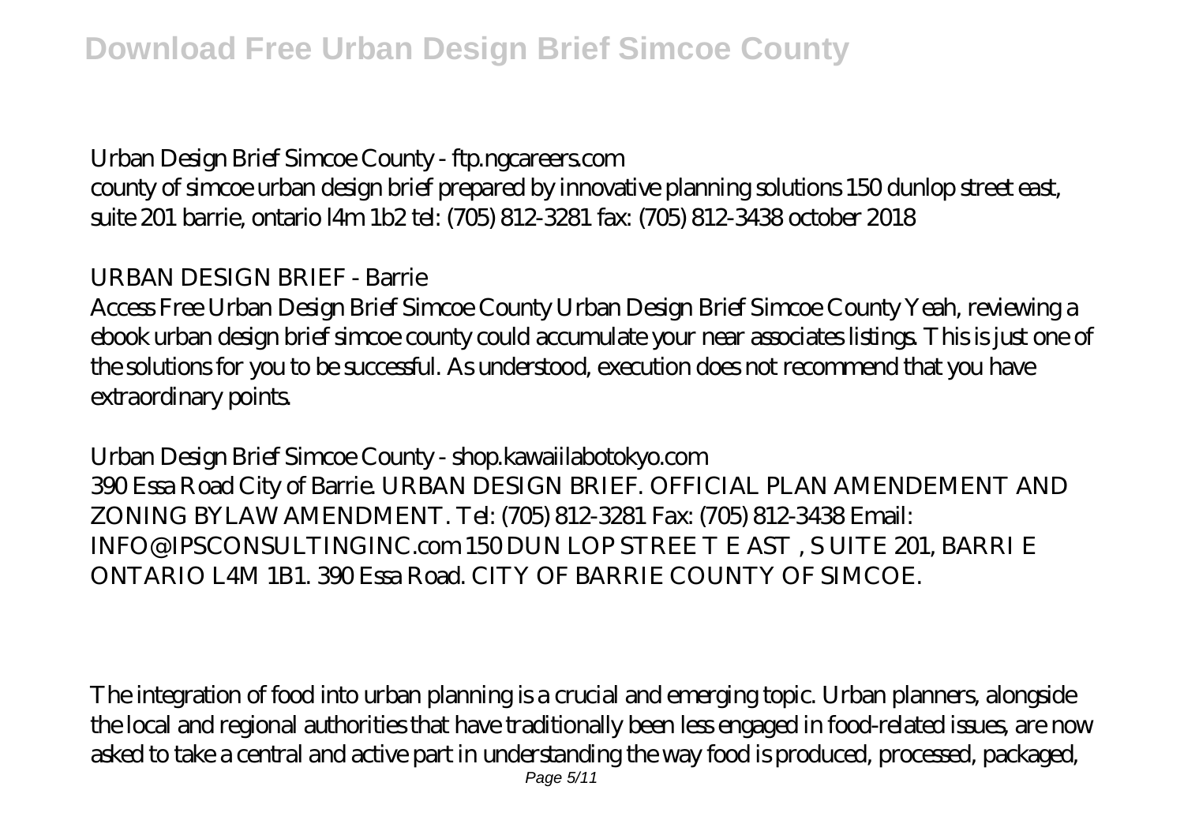Urban Design Brief Simcoe County - ftp.ngcareers.com

county of simcoe urban design brief prepared by innovative planning solutions 150 dunlop street east, suite 201 barrie, ontario l4m 1b2 tel: (705) 812-3281 fax: (705) 812-3438 october 2018

URBAN DESIGN BRIEF - Barrie

Access Free Urban Design Brief Simcoe County Urban Design Brief Simcoe County Yeah, reviewing a ebook urban design brief simcoe county could accumulate your near associates listings. This is just one of the solutions for you to be successful. As understood, execution does not recommend that you have extraordinary points.

Urban Design Brief Simcoe County - shop.kawaiilabotokyo.com

390 Essa Road City of Barrie. URBAN DESIGN BRIEF. OFFICIAL PLAN AMENDEMENT AND ZONING BYLAW AMENDMENT. Tel: (705) 812-3281 Fax: (705) 812-3438 Email: INFO@IPSCONSULTINGINC.com 150 DUN LOP STREE T E AST , S UITE 201, BARRI E ONTARIO L4M 1B1. 390 Essa Road. CITY OF BARRIE COUNTY OF SIMCOE.

The integration of food into urban planning is a crucial and emerging topic. Urban planners, alongside the local and regional authorities that have traditionally been less engaged in food-related issues, are now asked to take a central and active part in understanding the way food is produced, processed, packaged,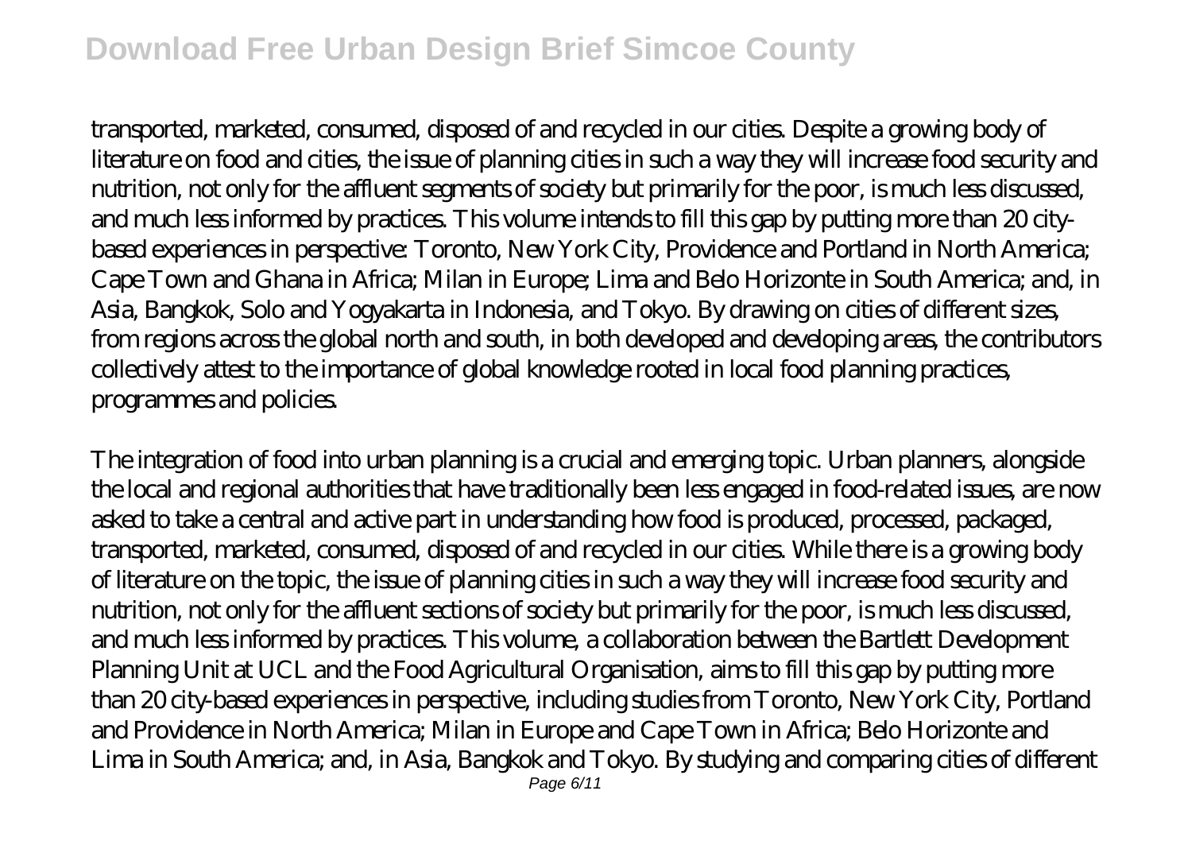transported, marketed, consumed, disposed of and recycled in our cities. Despite a growing body of literature on food and cities, the issue of planning cities in such a way they will increase food security and nutrition, not only for the affluent segments of society but primarily for the poor, is much less discussed, and much less informed by practices. This volume intends to fill this gap by putting more than 20 city-based experiences in perspective: Toronto, New York City, Providence and Portland in North America; Cape Town and Ghana in Africa; Milan in Europe; Lima and Belo Horizonte in South America; and, in Asia, Bangkok, Solo and Yogyakarta in Indonesia, and Tokyo. By drawing on cities of different sizes, from regions across the global north and south, in both developed and developing areas, the contributors collectively attest to the importance of global knowledge rooted in local food planning practices, programmes and policies.

The integration of food into urban planning is a crucial and emerging topic. Urban planners, alongside the local and regional authorities that have traditionally been less engaged in food-related issues, are now asked to take a central and active part in understanding how food is produced, processed, packaged, transported, marketed, consumed, disposed of and recycled in our cities. While there is a growing body of literature on the topic, the issue of planning cities in such a way they will increase food security and nutrition, not only for the affluent sections of society but primarily for the poor, is much less discussed, and much less informed by practices. This volume, a collaboration between the Bartlett Development Planning Unit at UCL and the Food Agricultural Organisation, aims to fill this gap by putting more than 20 city-based experiences in perspective, including studies from Toronto, New York City, Portland and Providence in North America; Milan in Europe and Cape Town in Africa; Belo Horizonte and Lima in South America; and, in Asia, Bangkok and Tokyo. By studying and comparing cities of different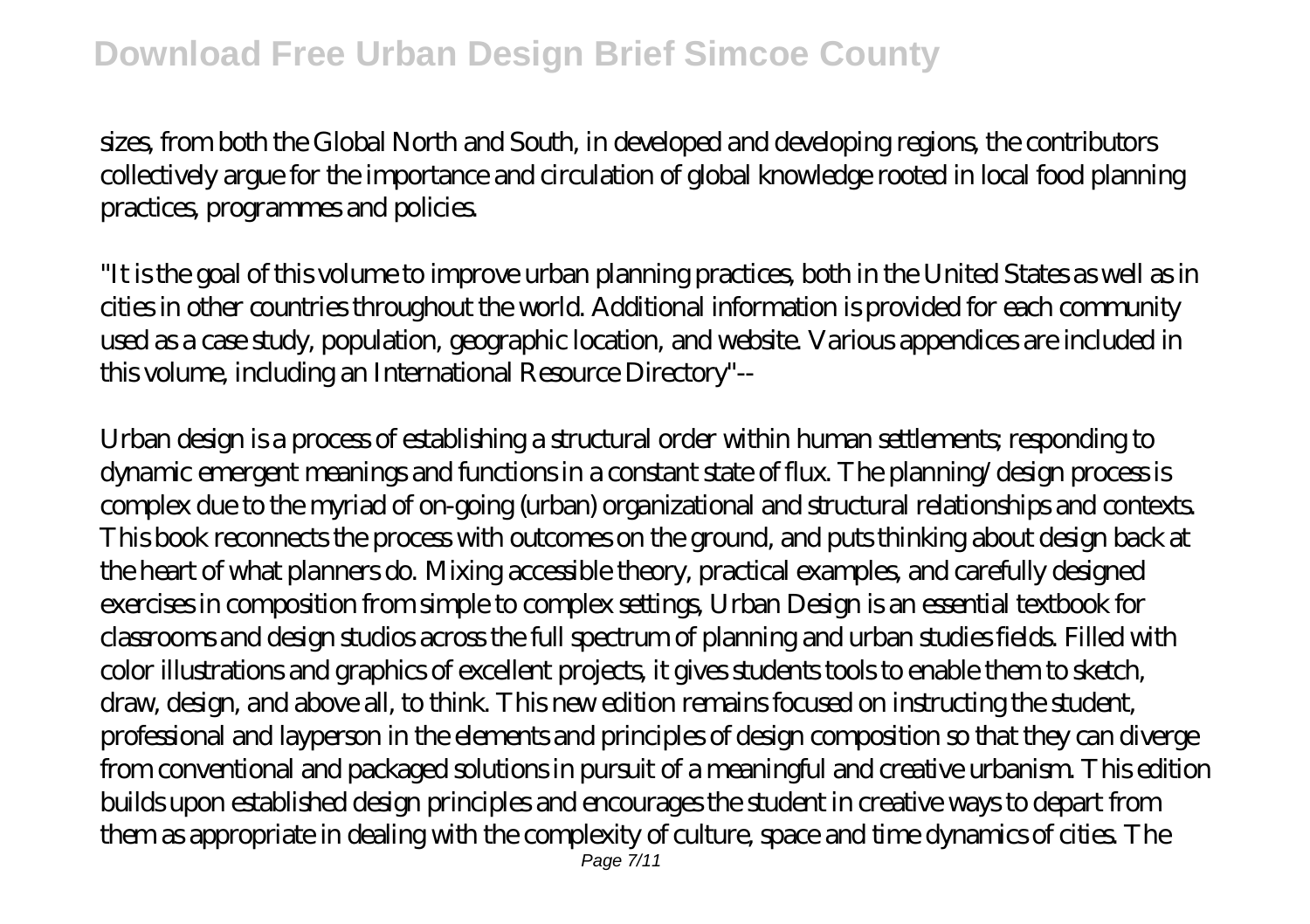sizes, from both the Global North and South, in developed and developing regions, the contributors collectively argue for the importance and circulation of global knowledge rooted in local food planning practices, programmes and policies.

"It is the goal of this volume to improve urban planning practices, both in the United States as well as in cities in other countries throughout the world. Additional information is provided for each community used as a case study, population, geographic location, and website. Various appendices are included in this volume, including an International Resource Directory"--

Urban design is a process of establishing a structural order within human settlements; responding to dynamic emergent meanings and functions in a constant state of flux. The planning/design process is complex due to the myriad of on-going (urban) organizational and structural relationships and contexts. This book reconnects the process with outcomes on the ground, and puts thinking about design back at the heart of what planners do. Mixing accessible theory, practical examples, and carefully designed exercises in composition from simple to complex settings, Urban Design is an essential textbook for classrooms and design studios across the full spectrum of planning and urban studies fields. Filled with color illustrations and graphics of excellent projects, it gives students tools to enable them to sketch, draw, design, and above all, to think. This new edition remains focused on instructing the student, professional and layperson in the elements and principles of design composition so that they can diverge from conventional and packaged solutions in pursuit of a meaningful and creative urbanism. This edition builds upon established design principles and encourages the student in creative ways to depart from them as appropriate in dealing with the complexity of culture, space and time dynamics of cities. The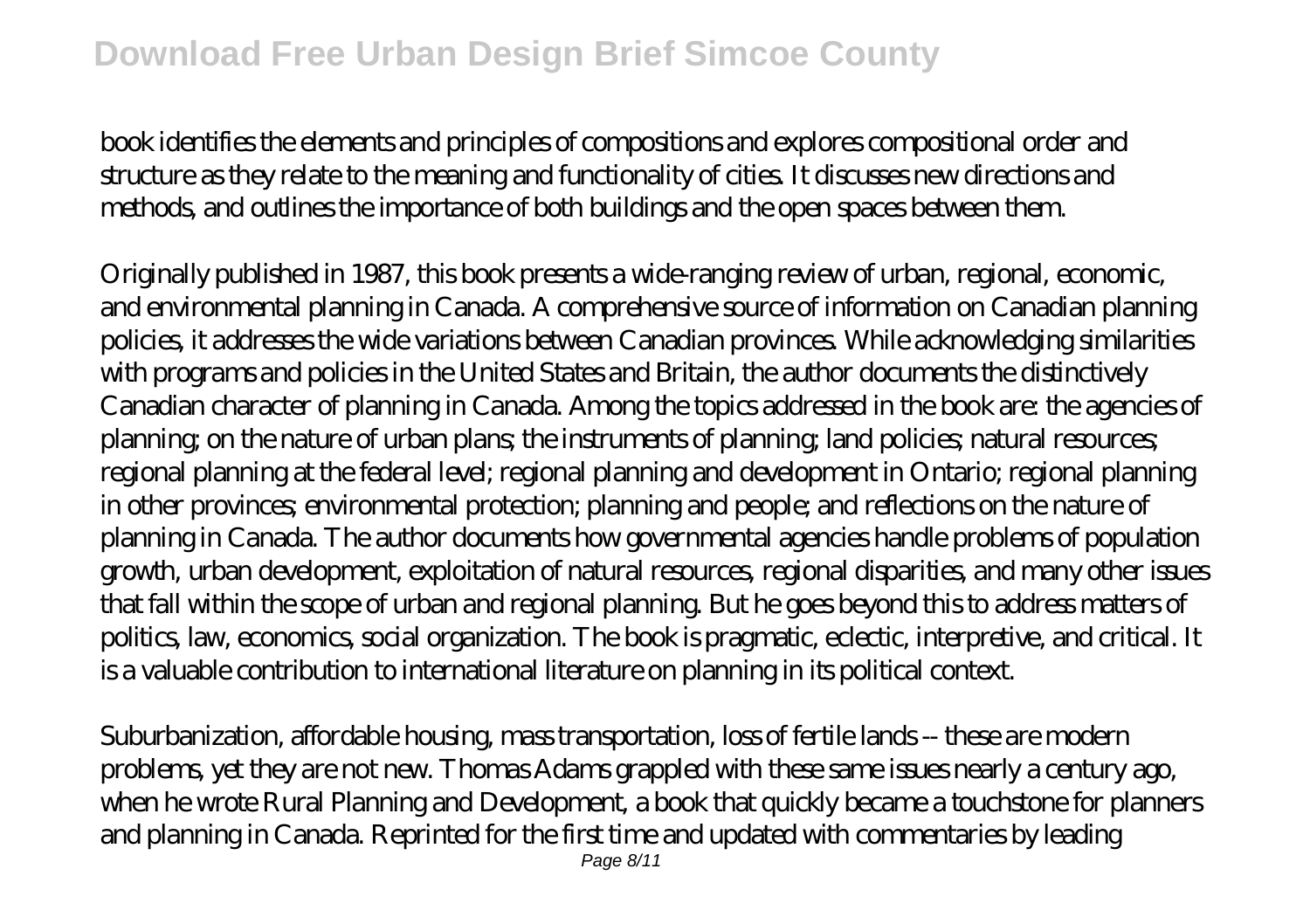book identifies the elements and principles of compositions and explores compositional order and structure as they relate to the meaning and functionality of cities. It discusses new directions and methods, and outlines the importance of both buildings and the open spaces between them.

Originally published in 1987, this book presents a wide-ranging review of urban, regional, economic, and environmental planning in Canada. A comprehensive source of information on Canadian planning policies, it addresses the wide variations between Canadian provinces. While acknowledging similarities with programs and policies in the United States and Britain, the author documents the distinctively Canadian character of planning in Canada. Among the topics addressed in the book are: the agencies of planning; on the nature of urban plans; the instruments of planning; land policies; natural resources; regional planning at the federal level; regional planning and development in Ontario; regional planning in other provinces; environmental protection; planning and people; and reflections on the nature of planning in Canada. The author documents how governmental agencies handle problems of population growth, urban development, exploitation of natural resources, regional disparities, and many other issues that fall within the scope of urban and regional planning. But he goes beyond this to address matters of politics, law, economics, social organization. The book is pragmatic, eclectic, interpretive, and critical. It is a valuable contribution to international literature on planning in its political context.

Suburbanization, affordable housing, mass transportation, loss of fertile lands -- these are modern problems, yet they are not new. Thomas Adams grappled with these same issues nearly a century ago, when he wrote Rural Planning and Development, a book that quickly became a touchstone for planners and planning in Canada. Reprinted for the first time and updated with commentaries by leading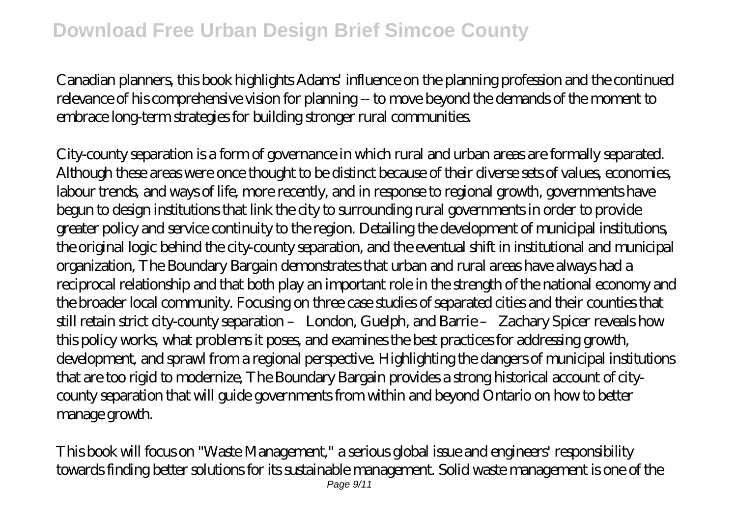Canadian planners, this book highlights Adams' influence on the planning profession and the continued relevance of his comprehensive vision for planning -- to move beyond the demands of the moment to embrace long-term strategies for building stronger rural communities.

City-county separation is a form of governance in which rural and urban areas are formally separated. Although these areas were once thought to be distinct because of their diverse sets of values, economies, labour trends, and ways of life, more recently, and in response to regional growth, governments have begun to design institutions that link the city to surrounding rural governments in order to provide greater policy and service continuity to the region. Detailing the development of municipal institutions, the original logic behind the city-county separation, and the eventual shift in institutional and municipal organization, The Boundary Bargain demonstrates that urban and rural areas have always had a reciprocal relationship and that both play an important role in the strength of the national economy and the broader local community. Focusing on three case studies of separated cities and their counties that still retain strict city-county separation – London, Guelph, and Barrie – Zachary Spicer reveals how this policy works, what problems it poses, and examines the best practices for addressing growth, development, and sprawl from a regional perspective. Highlighting the dangers of municipal institutions that are too rigid to modernize, The Boundary Bargain provides a strong historical account of city-county separation that will guide governments from within and beyond Ontario on how to better manage growth.

This book will focus on "Waste Management," a serious global issue and engineers' responsibility towards finding better solutions for its sustainable management. Solid waste management is one of the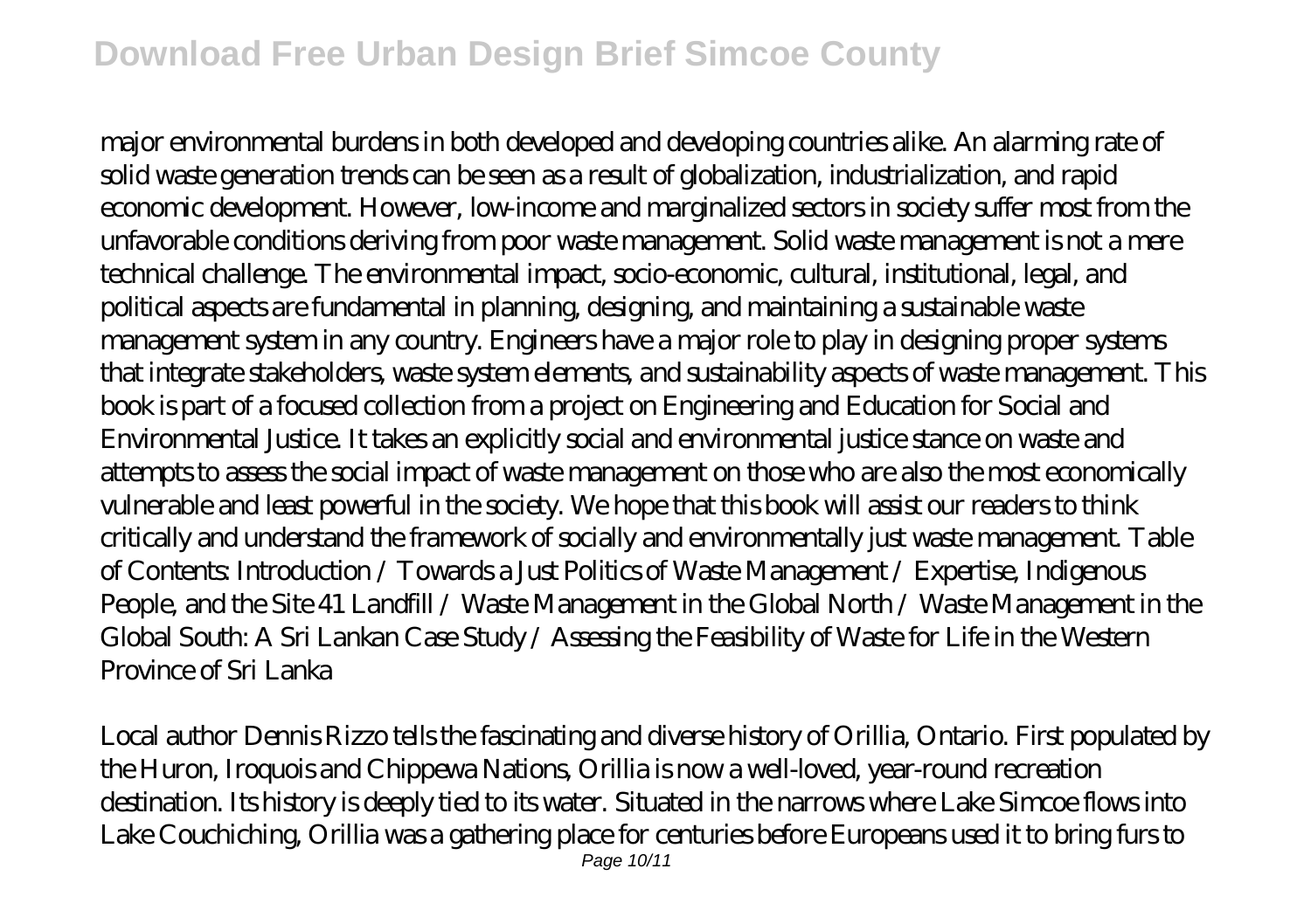major environmental burdens in both developed and developing countries alike. An alarming rate of solid waste generation trends can be seen as a result of globalization, industrialization, and rapid economic development. However, low-income and marginalized sectors in society suffer most from the unfavorable conditions deriving from poor waste management. Solid waste management is not a mere technical challenge. The environmental impact, socio-economic, cultural, institutional, legal, and political aspects are fundamental in planning, designing, and maintaining a sustainable waste management system in any country. Engineers have a major role to play in designing proper systems that integrate stakeholders, waste system elements, and sustainability aspects of waste management. This book is part of a focused collection from a project on Engineering and Education for Social and Environmental Justice. It takes an explicitly social and environmental justice stance on waste and attempts to assess the social impact of waste management on those who are also the most economically vulnerable and least powerful in the society. We hope that this book will assist our readers to think critically and understand the framework of socially and environmentally just waste management. Table of Contents: Introduction / Towards a Just Politics of Waste Management / Expertise, Indigenous People, and the Site 41 Landfill / Waste Management in the Global North / Waste Management in the Global South: A Sri Lankan Case Study / Assessing the Feasibility of Waste for Life in the Western Province of Sri Lanka

Local author Dennis Rizzo tells the fascinating and diverse history of Orillia, Ontario. First populated by the Huron, Iroquois and Chippewa Nations, Orillia is now a well-loved, year-round recreation destination. Its history is deeply tied to its water. Situated in the narrows where Lake Simcoe flows into Lake Couchiching, Orillia was a gathering place for centuries before Europeans used it to bring furs to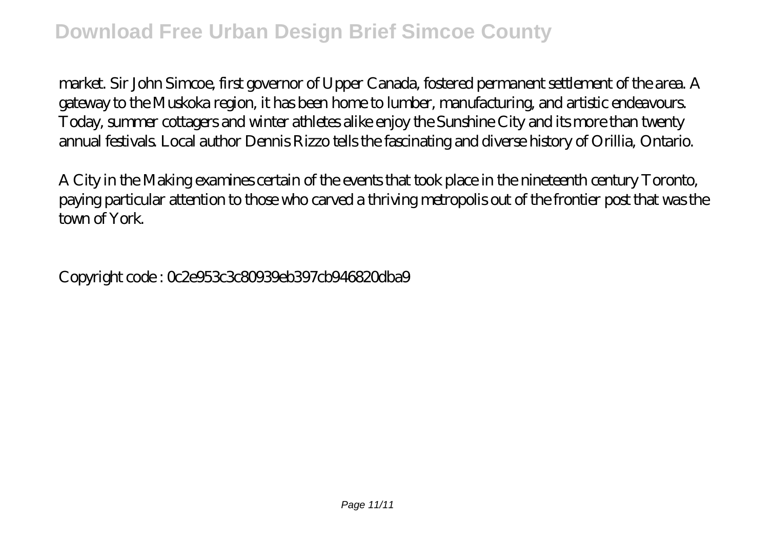market. Sir John Simcoe, first governor of Upper Canada, fostered permanent settlement of the area. A gateway to the Muskoka region, it has been home to lumber, manufacturing, and artistic endeavours. Today, summer cottagers and winter athletes alike enjoy the Sunshine City and its more than twenty annual festivals. Local author Dennis Rizzo tells the fascinating and diverse history of Orillia, Ontario.

A City in the Making examines certain of the events that took place in the nineteenth century Toronto, paying particular attention to those who carved a thriving metropolis out of the frontier post that was the town of York.

Copyright code : 0c2e953c3c80939eb397cb946820dba9